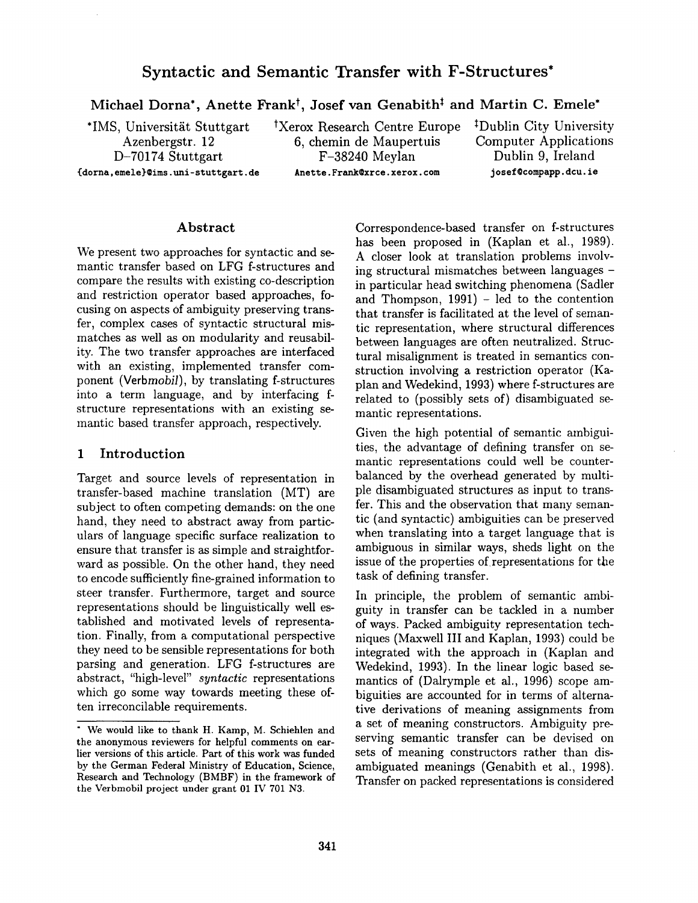# Syntactic and Semantic Transfer with F-Structures*

**Michael Dorna*, Anette Frank†, Josef van Genabith‡ and Martin C. Emele***

*IMS, Universität Stuttgart
Azenbergstr. 12
D–70174 Stuttgart
{dorna,emele}@ims.uni-stuttgart.de

†Xerox Research Centre Europe
6, chemin de Maupertuis
F–38240 Meylan
Anette.Frank@xrce.xerox.com

‡Dublin City University
Computer Applications
Dublin 9, Ireland
josef@compapp.dcu.ie

## Abstract

We present two approaches for syntactic and semantic transfer based on LFG f-structures and compare the results with existing co-description and restriction operator based approaches, focusing on aspects of ambiguity preserving transfer, complex cases of syntactic structural mismatches as well as on modularity and reusability. The two transfer approaches are interfaced with an existing, implemented transfer component (Verb*mobil*), by translating f-structures into a term language, and by interfacing f-structure representations with an existing semantic based transfer approach, respectively.

## 1 Introduction

Target and source levels of representation in transfer-based machine translation (MT) are subject to often competing demands: on the one hand, they need to abstract away from particulars of language specific surface realization to ensure that transfer is as simple and straightforward as possible. On the other hand, they need to encode sufficiently fine-grained information to steer transfer. Furthermore, target and source representations should be linguistically well established and motivated levels of representation. Finally, from a computational perspective they need to be sensible representations for both parsing and generation. LFG f-structures are abstract, "high-level" *syntactic* representations which go some way towards meeting these often irreconcilable requirements.

Correspondence-based transfer on f-structures has been proposed in (Kaplan et al., 1989). A closer look at translation problems involving structural mismatches between languages – in particular head switching phenomena (Sadler and Thompson, 1991) – led to the contention that transfer is facilitated at the level of semantic representation, where structural differences between languages are often neutralized. Structural misalignment is treated in semantics construction involving a restriction operator (Kaplan and Wedekind, 1993) where f-structures are related to (possibly sets of) disambiguated semantic representations.

Given the high potential of semantic ambiguities, the advantage of defining transfer on semantic representations could well be counterbalanced by the overhead generated by multiple disambiguated structures as input to transfer. This and the observation that many semantic (and syntactic) ambiguities can be preserved when translating into a target language that is ambiguous in similar ways, sheds light on the issue of the properties of representations for the task of defining transfer.

In principle, the problem of semantic ambiguity in transfer can be tackled in a number of ways. Packed ambiguity representation techniques (Maxwell III and Kaplan, 1993) could be integrated with the approach in (Kaplan and Wedekind, 1993). In the linear logic based semantics of (Dalrymple et al., 1996) scope ambiguities are accounted for in terms of alternative derivations of meaning assignments from a set of meaning constructors. Ambiguity preserving semantic transfer can be devised on sets of meaning constructors rather than disambiguated meanings (Genabith et al., 1998). Transfer on packed representations is considered

---

* We would like to thank H. Kamp, M. Schiehlen and the anonymous reviewers for helpful comments on earlier versions of this article. Part of this work was funded by the German Federal Ministry of Education, Science, Research and Technology (BMBF) in the framework of the Verbmobil project under grant 01 IV 701 N3.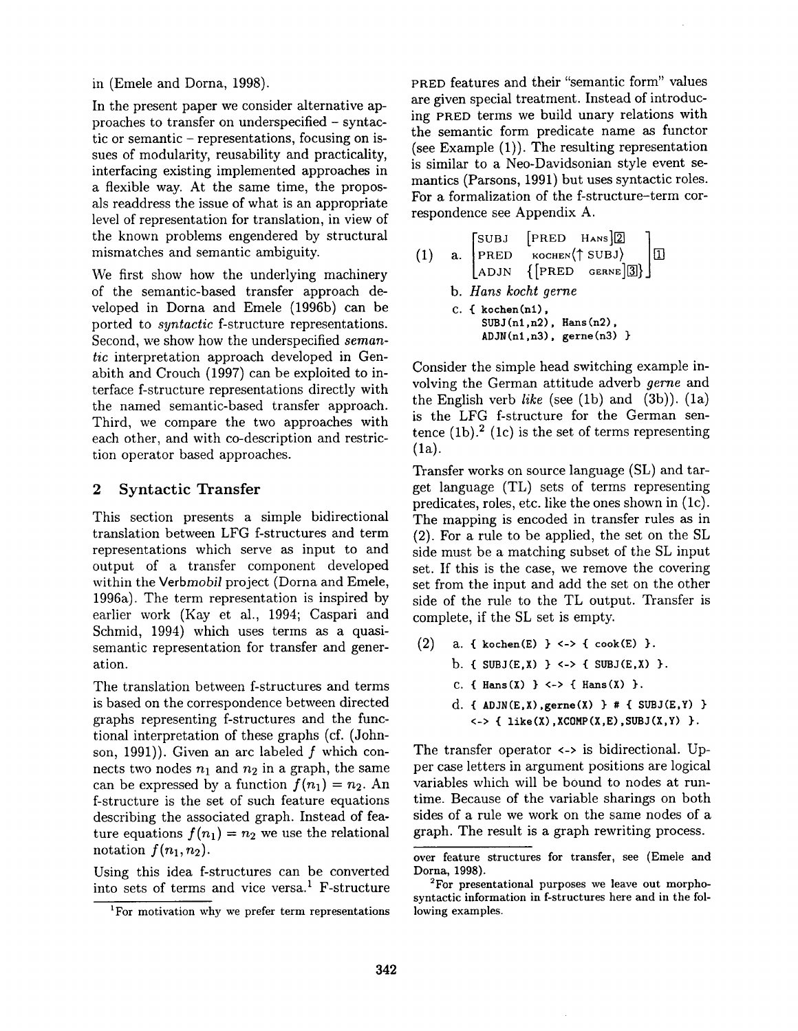in (Emele and Dorna, 1998).

In the present paper we consider alternative approaches to transfer on underspecified – syntactic or semantic – representations, focusing on issues of modularity, reusability and practicality, interfacing existing implemented approaches in a flexible way. At the same time, the proposals readdress the issue of what is an appropriate level of representation for translation, in view of the known problems engendered by structural mismatches and semantic ambiguity.

We first show how the underlying machinery of the semantic-based transfer approach developed in Dorna and Emele (1996b) can be ported to *syntactic* f-structure representations. Second, we show how the underspecified *semantic* interpretation approach developed in Genabith and Crouch (1997) can be exploited to interface f-structure representations directly with the named semantic-based transfer approach. Third, we compare the two approaches with each other, and with co-description and restriction operator based approaches.

## 2 Syntactic Transfer

This section presents a simple bidirectional translation between LFG f-structures and term representations which serve as input to and output of a transfer component developed within the Verb*mobil* project (Dorna and Emele, 1996a). The term representation is inspired by earlier work (Kay et al., 1994; Caspari and Schmid, 1994) which uses terms as a quasi-semantic representation for transfer and generation.

The translation between f-structures and terms is based on the correspondence between directed graphs representing f-structures and the functional interpretation of these graphs (cf. (Johnson, 1991)). Given an arc labeled $f$ which connects two nodes $n_1$ and $n_2$ in a graph, the same can be expressed by a function $f(n_1) = n_2$. An f-structure is the set of such feature equations describing the associated graph. Instead of feature equations $f(n_1) = n_2$ we use the relational notation $f(n_1, n_2)$.

Using this idea f-structures can be converted into sets of terms and vice versa.[1] F-structure PRED features and their "semantic form" values are given special treatment. Instead of introducing PRED terms we build unary relations with the semantic form predicate name as functor (see Example (1)). The resulting representation is similar to a Neo-Davidsonian style event semantics (Parsons, 1991) but uses syntactic roles. For a formalization of the f-structure–term correspondence see Appendix A.

(1) a. $\left[\begin{array}{ll} \text{SUBJ} & [\text{PRED} \;\; \text{HANS}]\boxed{2} \\ \text{PRED} & \text{KOCHEN}\langle\uparrow \text{SUBJ}\rangle \\ \text{ADJN} & \{[\text{PRED} \;\; \text{GERNE}]\boxed{3}\} \end{array}\right]\boxed{1}$

b. *Hans kocht gerne*

c.
```
{ kochen(n1),
  SUBJ(n1,n2), Hans(n2),
  ADJN(n1,n3), gerne(n3) }
```

Consider the simple head switching example involving the German attitude adverb *gerne* and the English verb *like* (see (1b) and (3b)). (1a) is the LFG f-structure for the German sentence (1b).[2] (1c) is the set of terms representing (1a).

Transfer works on source language (SL) and target language (TL) sets of terms representing predicates, roles, etc. like the ones shown in (1c). The mapping is encoded in transfer rules as in (2). For a rule to be applied, the set on the SL side must be a matching subset of the SL input set. If this is the case, we remove the covering set from the input and add the set on the other side of the rule to the TL output. Transfer is complete, if the SL set is empty.

(2)

```
a. { kochen(E) } <-> { cook(E) }.
b. { SUBJ(E,X) } <-> { SUBJ(E,X) }.
c. { Hans(X) } <-> { Hans(X) }.
d. { ADJN(E,X),gerne(X) } # { SUBJ(E,Y) }
     <-> { like(X),XCOMP(X,E),SUBJ(X,Y) }.
```

The transfer operator `<->` is bidirectional. Upper case letters in argument positions are logical variables which will be bound to nodes at runtime. Because of the variable sharings on both sides of a rule we work on the same nodes of a graph. The result is a graph rewriting process.

[1] For motivation why we prefer term representations over feature structures for transfer, see (Emele and Dorna, 1998).

[2] For presentational purposes we leave out morphosyntactic information in f-structures here and in the following examples.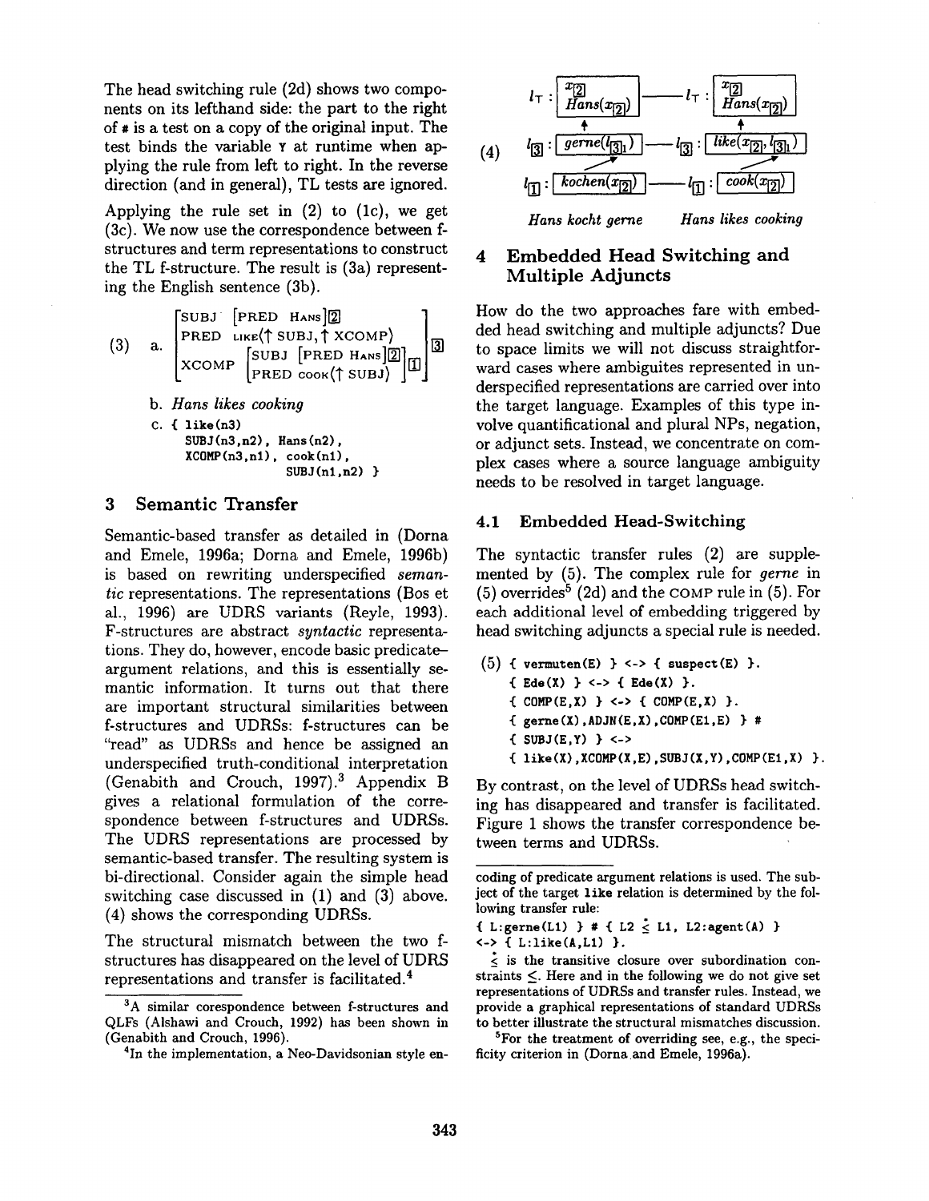The head switching rule (2d) shows two components on its lefthand side: the part to the right of `#` is a test on a copy of the original input. The test binds the variable `Y` at runtime when applying the rule from left to right. In the reverse direction (and in general), TL tests are ignored.

Applying the rule set in (2) to (1c), we get (3c). We now use the correspondence between f-structures and term representations to construct the TL f-structure. The result is (3a) representing the English sentence (3b).

(3) a.
$$\left[\begin{array}{ll} \text{SUBJ} & [\text{PRED } \textsc{Hans}]_{\boxed{2}} \\ \text{PRED} & \textsc{like}\langle\uparrow\text{SUBJ}, \uparrow\text{XCOMP}\rangle \\ \text{XCOMP} & \left[\begin{array}{ll} \text{SUBJ} & [\text{PRED } \textsc{Hans}]_{\boxed{2}} \\ \text{PRED} & \textsc{cook}\langle\uparrow\text{SUBJ}\rangle \end{array}\right]_{\boxed{1}} \end{array}\right]_{\boxed{3}}$$

b. *Hans likes cooking*

c.
```
{ like(n3)
  SUBJ(n3,n2), Hans(n2),
  XCOMP(n3,n1), cook(n1),
                SUBJ(n1,n2) }
```

## 3 Semantic Transfer

Semantic-based transfer as detailed in (Dorna and Emele, 1996a; Dorna and Emele, 1996b) is based on rewriting underspecified *semantic* representations. The representations (Bos et al., 1996) are UDRS variants (Reyle, 1993). F-structures are abstract *syntactic* representations. They do, however, encode basic predicate–argument relations, and this is essentially semantic information. It turns out that there are important structural similarities between f-structures and UDRSs: f-structures can be "read" as UDRSs and hence be assigned an underspecified truth-conditional interpretation (Genabith and Crouch, 1997).[3] Appendix B gives a relational formulation of the correspondence between f-structures and UDRSs. The UDRS representations are processed by semantic-based transfer. The resulting system is bi-directional. Consider again the simple head switching case discussed in (1) and (3) above. (4) shows the corresponding UDRSs.

The structural mismatch between the two f-structures has disappeared on the level of UDRS representations and transfer is facilitated.[4]

(4)

$l_\top : \boxed{x_{\boxed{2}} \;\; Hans(x_{\boxed{2}})}$ —— $l_\top : \boxed{x_{\boxed{2}} \;\; Hans(x_{\boxed{2}})}$

$l_{\boxed{3}} : \boxed{gerne(l_{\boxed{3}1})}$ —— $l_{\boxed{3}} : \boxed{like(x_{\boxed{2}}, l_{\boxed{3}1})}$

$l_{\boxed{1}} : \boxed{kochen(x_{\boxed{2}})}$ —— $l_{\boxed{1}} : \boxed{cook(x_{\boxed{2}})}$

*Hans kocht gerne* &nbsp;&nbsp;&nbsp;&nbsp; *Hans likes cooking*

## 4 Embedded Head Switching and Multiple Adjuncts

How do the two approaches fare with embedded head switching and multiple adjuncts? Due to space limits we will not discuss straightforward cases where ambiguites represented in underspecified representations are carried over into the target language. Examples of this type involve quantificational and plural NPs, negation, or adjunct sets. Instead, we concentrate on complex cases where a source language ambiguity needs to be resolved in target language.

### 4.1 Embedded Head-Switching

The syntactic transfer rules (2) are supplemented by (5). The complex rule for *gerne* in (5) overrides[5] (2d) and the COMP rule in (5). For each additional level of embedding triggered by head switching adjuncts a special rule is needed.

(5)
```
{ vermuten(E) } <-> { suspect(E) }.
{ Ede(X) } <-> { Ede(X) }.
{ COMP(E,X) } <-> { COMP(E,X) }.
{ gerne(X),ADJN(E,X),COMP(E1,E) } #
{ SUBJ(E,Y) } <->
{ like(X),XCOMP(X,E),SUBJ(X,Y),COMP(E1,X) }.
```

By contrast, on the level of UDRSs head switching has disappeared and transfer is facilitated. Figure 1 shows the transfer correspondence between terms and UDRSs.

---

[3] A similar corespondence between f-structures and QLFs (Alshawi and Crouch, 1992) has been shown in (Genabith and Crouch, 1996).

[4] In the implementation, a Neo-Davidsonian style encoding of predicate argument relations is used. The subject of the target `like` relation is determined by the following transfer rule:

```
{ L:gerne(L1) } # { L2 ≤* L1, L2:agent(A) }
<-> { L:like(A,L1) }.
```

$\overset{*}{\leq}$ is the transitive closure over subordination constraints $\leq$. Here and in the following we do not give set representations of UDRSs and transfer rules. Instead, we provide a graphical representations of standard UDRSs to better illustrate the structural mismatches discussion.

[5] For the treatment of overriding see, e.g., the specificity criterion in (Dorna and Emele, 1996a).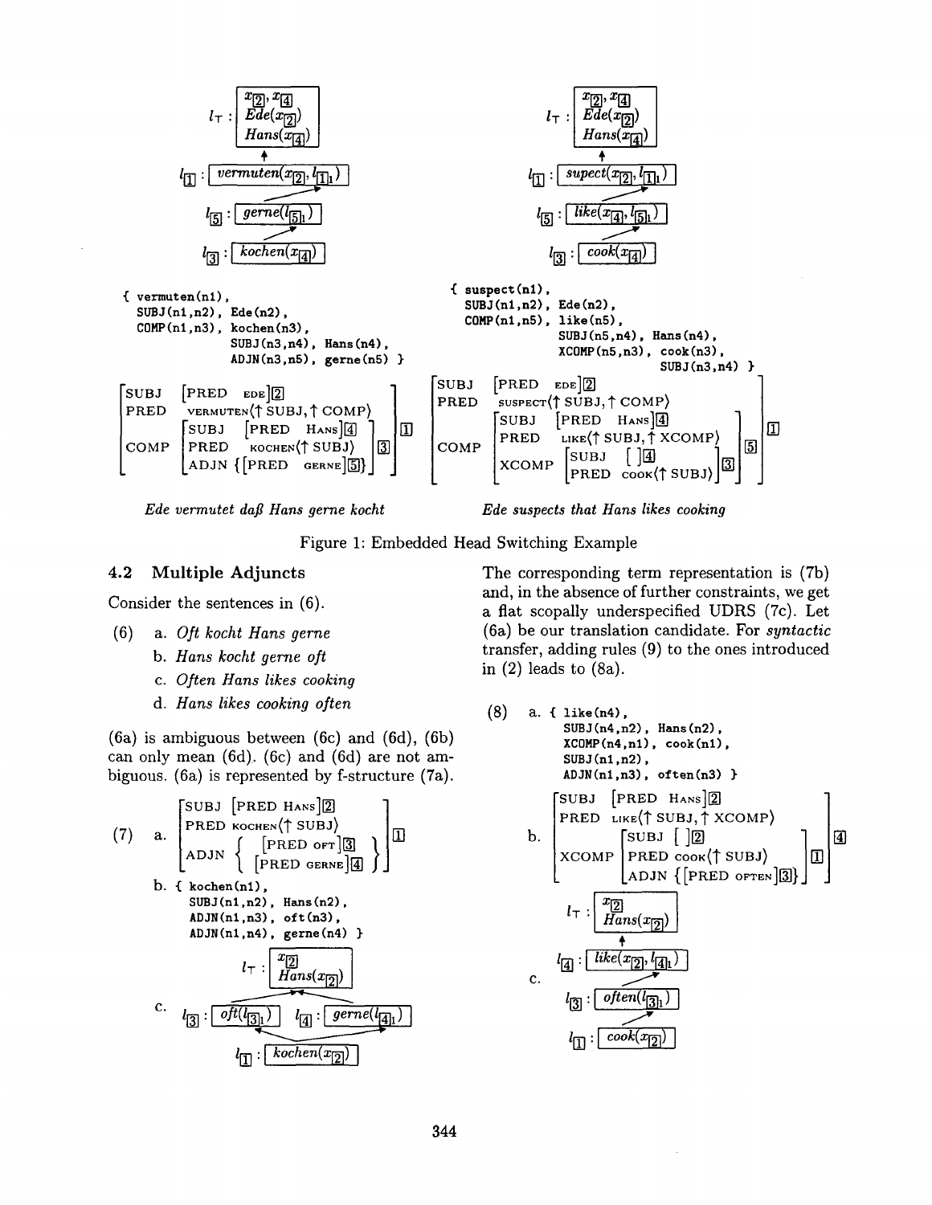$l_\top$ : $x_{[2]}, x_{[4]}$ / $Ede(x_{[2]})$ / $Hans(x_{[4]})$

$l_{[1]}$ : $vermuten(x_{[2]}, l_{[1]1})$

$l_{[5]}$ : $gerne(l_{[5]1})$

$l_{[3]}$ : $kochen(x_{[4]})$

```
{ vermuten(n1),
  SUBJ(n1,n2), Ede(n2),
  COMP(n1,n3), kochen(n3),
               SUBJ(n3,n4), Hans(n4),
               ADJN(n3,n5), gerne(n5) }
```

$$\left[\begin{array}{ll} \text{SUBJ} & [\text{PRED EDE}]_{[2]} \\ \text{PRED} & \text{VERMUTEN}\langle\uparrow \text{SUBJ}, \uparrow \text{COMP}\rangle \\ \text{COMP} & \left[\begin{array}{ll} \text{SUBJ} & [\text{PRED HANS}]_{[4]} \\ \text{PRED} & \text{KOCHEN}\langle\uparrow \text{SUBJ}\rangle \\ \text{ADJN} & \{[\text{PRED GERNE}]_{[5]}\} \end{array}\right]_{[3]} \end{array}\right]_{[1]}$$

*Ede vermutet daß Hans gerne kocht*

$l_\top$ : $x_{[2]}, x_{[4]}$ / $Ede(x_{[2]})$ / $Hans(x_{[4]})$

$l_{[1]}$ : $supect(x_{[2]}, l_{[1]1})$

$l_{[5]}$ : $like(x_{[4]}, l_{[5]1})$

$l_{[3]}$ : $cook(x_{[4]})$

```
{ suspect(n1),
  SUBJ(n1,n2), Ede(n2),
  COMP(n1,n5), like(n5),
               SUBJ(n5,n4), Hans(n4),
               XCOMP(n5,n3), cook(n3),
                             SUBJ(n3,n4) }
```

$$\left[\begin{array}{ll} \text{SUBJ} & [\text{PRED EDE}]_{[2]} \\ \text{PRED} & \text{SUSPECT}\langle\uparrow \text{SUBJ}, \uparrow \text{COMP}\rangle \\ \text{COMP} & \left[\begin{array}{ll} \text{SUBJ} & [\text{PRED HANS}]_{[4]} \\ \text{PRED} & \text{LIKE}\langle\uparrow \text{SUBJ}, \uparrow \text{XCOMP}\rangle \\ \text{XCOMP} & \left[\begin{array}{ll} \text{SUBJ} & [\;]_{[4]} \\ \text{PRED} & \text{COOK}\langle\uparrow \text{SUBJ}\rangle \end{array}\right]_{[3]} \end{array}\right]_{[5]} \end{array}\right]_{[1]}$$

*Ede suspects that Hans likes cooking*

Figure 1: Embedded Head Switching Example

## 4.2 Multiple Adjuncts

Consider the sentences in (6).

(6) a. *Oft kocht Hans gerne*

b. *Hans kocht gerne oft*

c. *Often Hans likes cooking*

d. *Hans likes cooking often*

(6a) is ambiguous between (6c) and (6d), (6b) can only mean (6d). (6c) and (6d) are not ambiguous. (6a) is represented by f-structure (7a).

(7) a.
$$\left[\begin{array}{ll} \text{SUBJ} & [\text{PRED HANS}]_{[2]} \\ \text{PRED} & \text{KOCHEN}\langle\uparrow \text{SUBJ}\rangle \\ \text{ADJN} & \left\{ \begin{array}{l} [\text{PRED OFT}]_{[3]} \\ [\text{PRED GERNE}]_{[4]} \end{array} \right\} \end{array}\right]_{[1]}$$

b.
```
{ kochen(n1),
  SUBJ(n1,n2), Hans(n2),
  ADJN(n1,n3), oft(n3),
  ADJN(n1,n4), gerne(n4) }
```

c. $l_\top$ : $x_{[2]}$ / $Hans(x_{[2]})$

$l_{[3]}$ : $oft(l_{[3]1})$ $l_{[4]}$ : $gerne(l_{[4]1})$

$l_{[1]}$ : $kochen(x_{[2]})$

The corresponding term representation is (7b) and, in the absence of further constraints, we get a flat scopally underspecified UDRS (7c). Let (6a) be our translation candidate. For *syntactic* transfer, adding rules (9) to the ones introduced in (2) leads to (8a).

(8) a.
```
{ like(n4),
  SUBJ(n4,n2), Hans(n2),
  XCOMP(n4,n1), cook(n1),
  SUBJ(n1,n2),
  ADJN(n1,n3), often(n3) }
```

b.
$$\left[\begin{array}{ll} \text{SUBJ} & [\text{PRED HANS}]_{[2]} \\ \text{PRED} & \text{LIKE}\langle\uparrow \text{SUBJ}, \uparrow \text{XCOMP}\rangle \\ \text{XCOMP} & \left[\begin{array}{ll} \text{SUBJ} & [\;]_{[2]} \\ \text{PRED} & \text{COOK}\langle\uparrow \text{SUBJ}\rangle \\ \text{ADJN} & \{[\text{PRED OFTEN}]_{[3]}\} \end{array}\right]_{[1]} \end{array}\right]_{[4]}$$

c. $l_\top$ : $x_{[2]}$ / $Hans(x_{[2]})$

$l_{[4]}$ : $like(x_{[2]}, l_{[4]1})$

$l_{[3]}$ : $often(l_{[3]1})$

$l_{[1]}$ : $cook(x_{[2]})$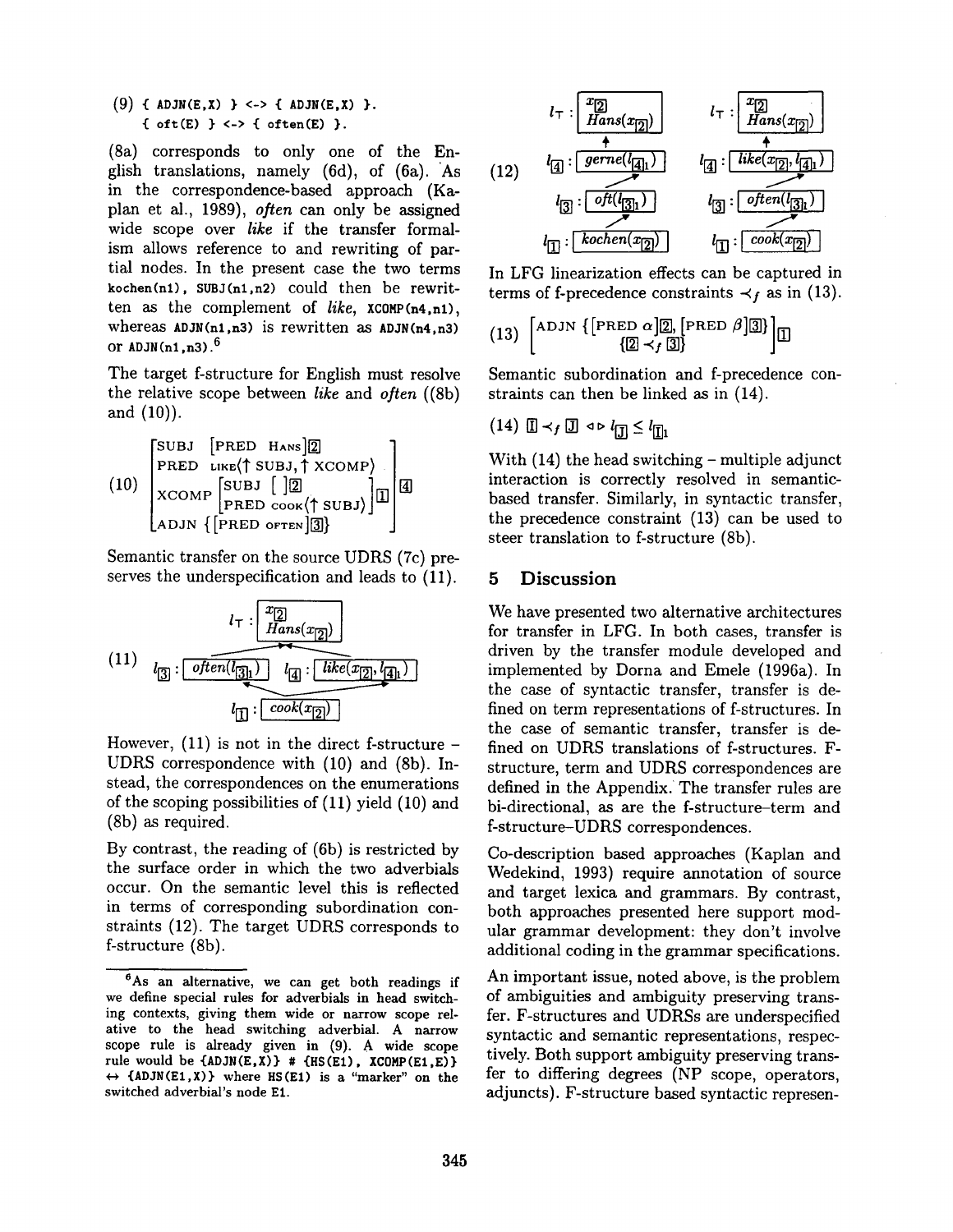(9) `{ ADJN(E,X) } <-> { ADJN(E,X) }.`
`{ oft(E) } <-> { often(E) }.`

(8a) corresponds to only one of the English translations, namely (6d), of (6a). As in the correspondence-based approach (Kaplan et al., 1989), *often* can only be assigned wide scope over *like* if the transfer formalism allows reference to and rewriting of partial nodes. In the present case the two terms `kochen(n1), SUBJ(n1,n2)` could then be rewritten as the complement of *like*, `XCOMP(n4,n1)`, whereas `ADJN(n1,n3)` is rewritten as `ADJN(n4,n3)` or `ADJN(n1,n3)`.[6]

The target f-structure for English must resolve the relative scope between *like* and *often* ((8b) and (10)).

(10)
$$\left[\begin{array}{ll} \text{SUBJ} & [\text{PRED HANS}]_{\boxed{2}} \\ \text{PRED} & \text{LIKE}\langle\uparrow \text{SUBJ}, \uparrow \text{XCOMP}\rangle \\ \text{XCOMP} & \left[\begin{array}{ll} \text{SUBJ} & [\ ]_{\boxed{2}} \\ \text{PRED} & \text{COOK}\langle\uparrow \text{SUBJ}\rangle \end{array}\right]_{\boxed{1}} \\ \text{ADJN} & \{[\text{PRED OFTEN}]_{\boxed{3}}\} \end{array}\right]_{\boxed{4}}$$

Semantic transfer on the source UDRS (7c) preserves the underspecification and leads to (11).

(11)
$$l_\top : \boxed{\begin{array}{c} x_{\boxed{2}} \\ Hans(x_{\boxed{2}}) \end{array}}$$
$$l_{\boxed{3}} : \boxed{often(l_{\boxed{3}_1})} \qquad l_{\boxed{4}} : \boxed{like(x_{\boxed{2}}, l_{\boxed{4}_1})}$$
$$l_{\boxed{1}} : \boxed{cook(x_{\boxed{2}})}$$

However, (11) is not in the direct f-structure – UDRS correspondence with (10) and (8b). Instead, the correspondences on the enumerations of the scoping possibilities of (11) yield (10) and (8b) as required.

By contrast, the reading of (6b) is restricted by the surface order in which the two adverbials occur. On the semantic level this is reflected in terms of corresponding subordination constraints (12). The target UDRS corresponds to f-structure (8b).

(12)
$$l_\top : \boxed{\begin{array}{c} x_{\boxed{2}} \\ Hans(x_{\boxed{2}}) \end{array}} \qquad l_\top : \boxed{\begin{array}{c} x_{\boxed{2}} \\ Hans(x_{\boxed{2}}) \end{array}}$$
$$l_{\boxed{4}} : \boxed{gerne(l_{\boxed{4}_1})} \qquad l_{\boxed{4}} : \boxed{like(x_{\boxed{2}}, l_{\boxed{4}_1})}$$
$$l_{\boxed{3}} : \boxed{oft(l_{\boxed{3}_1})} \qquad l_{\boxed{3}} : \boxed{often(l_{\boxed{3}_1})}$$
$$l_{\boxed{1}} : \boxed{kochen(x_{\boxed{2}})} \qquad l_{\boxed{1}} : \boxed{cook(x_{\boxed{2}})}$$

In LFG linearization effects can be captured in terms of f-precedence constraints $\prec_f$ as in (13).

(13)
$$\left[\begin{array}{l} \text{ADJN } \{[\text{PRED } \alpha]_{\boxed{2}}, [\text{PRED } \beta]_{\boxed{3}}\} \\ \qquad \{\boxed{2} \prec_f \boxed{3}\} \end{array}\right]_{\boxed{1}}$$

Semantic subordination and f-precedence constraints can then be linked as in (14).

(14) $\boxed{I} \prec_f \boxed{J} \lhd\rhd l_{\boxed{J}} \leq l_{\boxed{I}_1}$

With (14) the head switching – multiple adjunct interaction is correctly resolved in semantic-based transfer. Similarly, in syntactic transfer, the precedence constraint (13) can be used to steer translation to f-structure (8b).

## 5 Discussion

We have presented two alternative architectures for transfer in LFG. In both cases, transfer is driven by the transfer module developed and implemented by Dorna and Emele (1996a). In the case of syntactic transfer, transfer is defined on term representations of f-structures. In the case of semantic transfer, transfer is defined on UDRS translations of f-structures. F-structure, term and UDRS correspondences are defined in the Appendix. The transfer rules are bi-directional, as are the f-structure–term and f-structure–UDRS correspondences.

Co-description based approaches (Kaplan and Wedekind, 1993) require annotation of source and target lexica and grammars. By contrast, both approaches presented here support modular grammar development: they don't involve additional coding in the grammar specifications.

An important issue, noted above, is the problem of ambiguities and ambiguity preserving transfer. F-structures and UDRSs are underspecified syntactic and semantic representations, respectively. Both support ambiguity preserving transfer to differing degrees (NP scope, operators, adjuncts). F-structure based syntactic represen-

[6] As an alternative, we can get both readings if we define special rules for adverbials in head switching contexts, giving them wide or narrow scope relative to the head switching adverbial. A narrow scope rule is already given in (9). A wide scope rule would be `{ADJN(E,X)} # {HS(E1), XCOMP(E1,E)}` $\leftrightarrow$ `{ADJN(E1,X)}` where `HS(E1)` is a "marker" on the switched adverbial's node `E1`.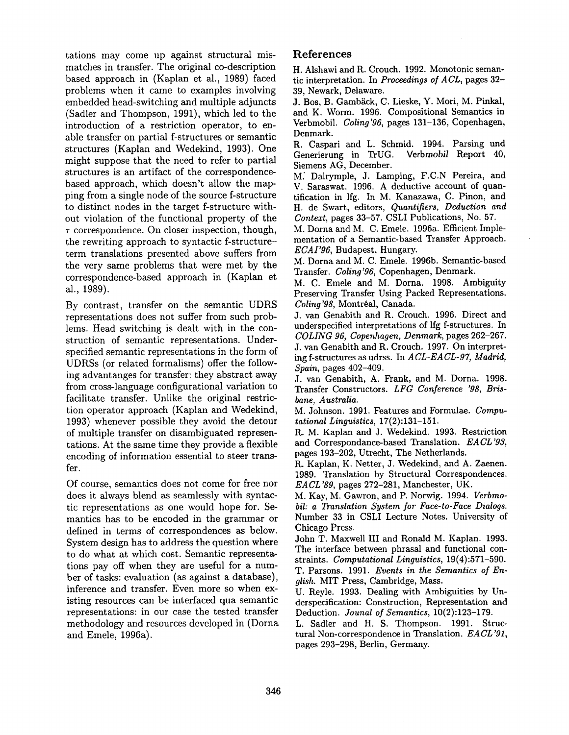tations may come up against structural mismatches in transfer. The original co-description based approach in (Kaplan et al., 1989) faced problems when it came to examples involving embedded head-switching and multiple adjuncts (Sadler and Thompson, 1991), which led to the introduction of a restriction operator, to enable transfer on partial f-structures or semantic structures (Kaplan and Wedekind, 1993). One might suppose that the need to refer to partial structures is an artifact of the correspondence-based approach, which doesn't allow the mapping from a single node of the source f-structure to distinct nodes in the target f-structure without violation of the functional property of the $\tau$ correspondence. On closer inspection, though, the rewriting approach to syntactic f-structure–term translations presented above suffers from the very same problems that were met by the correspondence-based approach in (Kaplan et al., 1989).

By contrast, transfer on the semantic UDRS representations does not suffer from such problems. Head switching is dealt with in the construction of semantic representations. Underspecified semantic representations in the form of UDRSs (or related formalisms) offer the following advantanges for transfer: they abstract away from cross-language configurational variation to facilitate transfer. Unlike the original restriction operator approach (Kaplan and Wedekind, 1993) whenever possible they avoid the detour of multiple transfer on disambiguated representations. At the same time they provide a flexible encoding of information essential to steer transfer.

Of course, semantics does not come for free nor does it always blend as seamlessly with syntactic representations as one would hope for. Semantics has to be encoded in the grammar or defined in terms of correspondences as below. System design has to address the question where to do what at which cost. Semantic representations pay off when they are useful for a number of tasks: evaluation (as against a database), inference and transfer. Even more so when existing resources can be interfaced qua semantic representations: in our case the tested transfer methodology and resources developed in (Dorna and Emele, 1996a).

## References

H. Alshawi and R. Crouch. 1992. Monotonic semantic interpretation. In *Proceedings of ACL*, pages 32–39, Newark, Delaware.

J. Bos, B. Gambäck, C. Lieske, Y. Mori, M. Pinkal, and K. Worm. 1996. Compositional Semantics in Verbmobil. *Coling'96*, pages 131–136, Copenhagen, Denmark.

R. Caspari and L. Schmid. 1994. Parsing und Generierung in TrUG. Verb*mobil* Report 40, Siemens AG, December.

M. Dalrymple, J. Lamping, F.C.N Pereira, and V. Saraswat. 1996. A deductive account of quantification in lfg. In M. Kanazawa, C. Pinon, and H. de Swart, editors, *Quantifiers, Deduction and Context*, pages 33–57. CSLI Publications, No. 57.

M. Dorna and M. C. Emele. 1996a. Efficient Implementation of a Semantic-based Transfer Approach. *ECAI'96*, Budapest, Hungary.

M. Dorna and M. C. Emele. 1996b. Semantic-based Transfer. *Coling'96*, Copenhagen, Denmark.

M. C. Emele and M. Dorna. 1998. Ambiguity Preserving Transfer Using Packed Representations. *Coling'98*, Montréal, Canada.

J. van Genabith and R. Crouch. 1996. Direct and underspecified interpretations of lfg f-structures. In *COLING 96, Copenhagen, Denmark*, pages 262–267.

J. van Genabith and R. Crouch. 1997. On interpreting f-structures as udrss. In *ACL-EACL-97, Madrid, Spain*, pages 402–409.

J. van Genabith, A. Frank, and M. Dorna. 1998. Transfer Constructors. *LFG Conference '98, Brisbane, Australia.*

M. Johnson. 1991. Features and Formulae. *Computational Linguistics*, 17(2):131–151.

R. M. Kaplan and J. Wedekind. 1993. Restriction and Correspondance-based Translation. *EACL'93*, pages 193–202, Utrecht, The Netherlands.

R. Kaplan, K. Netter, J. Wedekind, and A. Zaenen. 1989. Translation by Structural Correspondences. *EACL'89*, pages 272–281, Manchester, UK.

M. Kay, M. Gawron, and P. Norwig. 1994. *Verbmobil: a Translation System for Face-to-Face Dialogs.* Number 33 in CSLI Lecture Notes. University of Chicago Press.

John T. Maxwell III and Ronald M. Kaplan. 1993. The interface between phrasal and functional constraints. *Computational Linguistics*, 19(4):571–590.

T. Parsons. 1991. *Events in the Semantics of English.* MIT Press, Cambridge, Mass.

U. Reyle. 1993. Dealing with Ambiguities by Underspecification: Construction, Representation and Deduction. *Jounal of Semantics*, 10(2):123–179.

L. Sadler and H. S. Thompson. 1991. Structural Non-correspondence in Translation. *EACL'91*, pages 293–298, Berlin, Germany.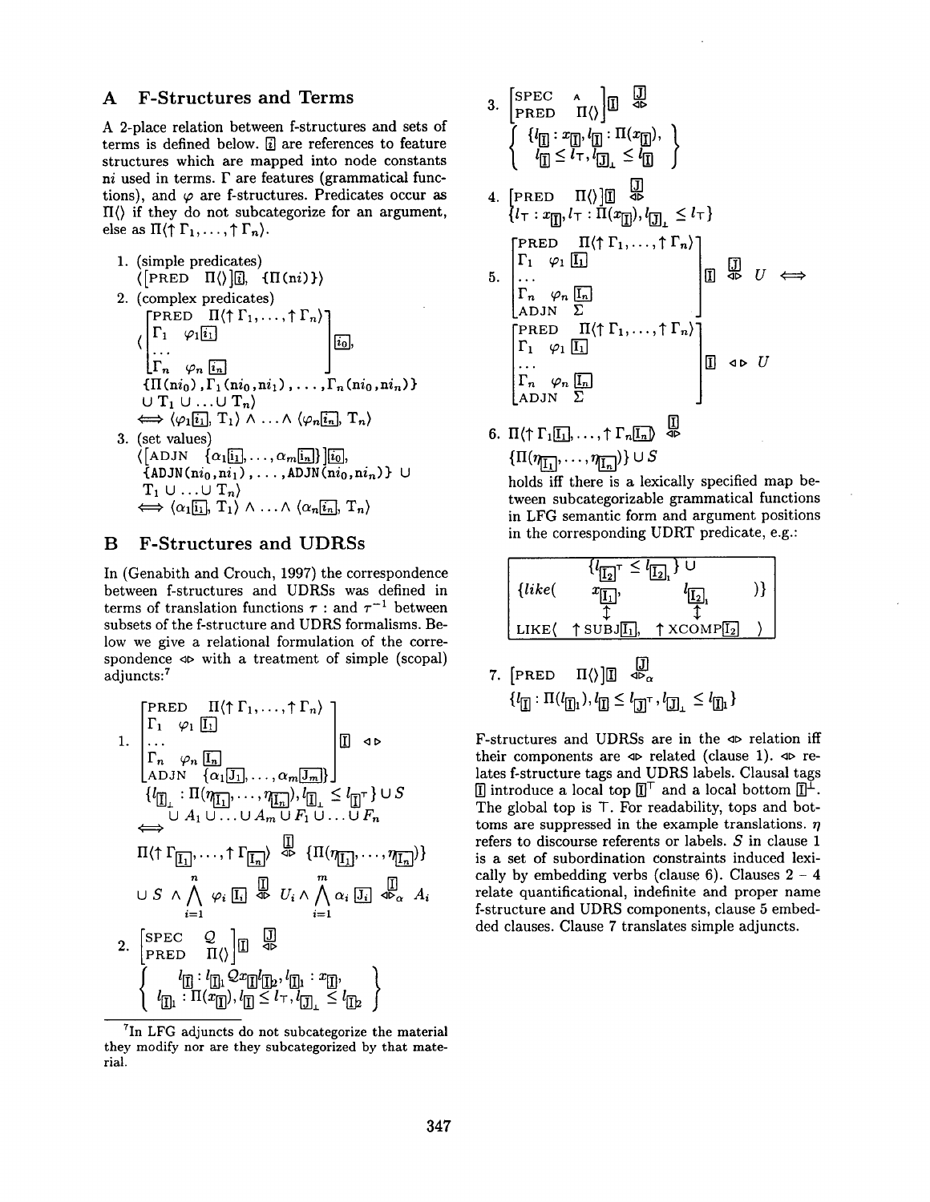## A F-Structures and Terms

A 2-place relation between f-structures and sets of terms is defined below. $\boxed{i}$ are references to feature structures which are mapped into node constants $ni$ used in terms. $\Gamma$ are features (grammatical functions), and $\varphi$ are f-structures. Predicates occur as $\Pi\langle\rangle$ if they do not subcategorize for an argument, else as $\Pi\langle\uparrow\Gamma_1,\ldots,\uparrow\Gamma_n\rangle$.

1. (simple predicates)
   $\langle[\text{PRED}\ \ \Pi\langle\rangle]\boxed{i},\ \{\Pi(ni)\}\rangle$
2. (complex predicates)
   $$\langle\begin{bmatrix}\text{PRED} & \Pi\langle\uparrow\Gamma_1,\ldots,\uparrow\Gamma_n\rangle\\ \Gamma_1 & \varphi_1\boxed{i_1}\\ \ldots & \\ \Gamma_n & \varphi_n\boxed{i_n}\end{bmatrix}\boxed{i_0},$$
   $$\{\Pi(ni_0),\Gamma_1(ni_0,ni_1),\ldots,\Gamma_n(ni_0,ni_n)\}\cup \mathrm{T}_1\cup\ldots\cup \mathrm{T}_n\rangle$$
   $$\Longleftrightarrow \langle\varphi_1\boxed{i_1},\mathrm{T}_1\rangle\wedge\ldots\wedge\langle\varphi_n\boxed{i_n},\mathrm{T}_n\rangle$$
3. (set values)
   $$\langle[\text{ADJN}\ \ \{\alpha_1\boxed{i_1},\ldots,\alpha_m\boxed{i_n}\}]\boxed{i_0},$$
   $$\{\text{ADJN}(ni_0,ni_1),\ldots,\text{ADJN}(ni_0,ni_n)\}\cup \mathrm{T}_1\cup\ldots\cup \mathrm{T}_n\rangle$$
   $$\Longleftrightarrow \langle\alpha_1\boxed{i_1},\mathrm{T}_1\rangle\wedge\ldots\wedge\langle\alpha_n\boxed{i_n},\mathrm{T}_n\rangle$$

## B F-Structures and UDRSs

In (Genabith and Crouch, 1997) the correspondence between f-structures and UDRSs was defined in terms of translation functions $\tau$ : and $\tau^{-1}$ between subsets of the f-structure and UDRS formalisms. Below we give a relational formulation of the correspondence $\lhd\!\rhd$ with a treatment of simple (scopal) adjuncts:[7]

1. $$\begin{bmatrix}\text{PRED} & \Pi\langle\uparrow\Gamma_1,\ldots,\uparrow\Gamma_n\rangle\\ \Gamma_1 & \varphi_1\ \boxed{I_1}\\ \ldots & \\ \Gamma_n & \varphi_n\ \boxed{I_n}\\ \text{ADJN} & \{\alpha_1\boxed{J_1},\ldots,\alpha_m\boxed{J_m}\}\end{bmatrix}\boxed{I}\ \lhd\!\rhd$$
   $$\{l_{\boxed{I}_\perp}:\Pi(\eta_{\boxed{I_1}},\ldots,\eta_{\boxed{I_n}}),l_{\boxed{I}_\perp}\leq l_{\boxed{I}^\top}\}\cup S$$
   $$\cup A_1\cup\ldots\cup A_m\cup F_1\cup\ldots\cup F_n$$
   $$\Longleftrightarrow$$
   $$\Pi\langle\uparrow\Gamma_{\boxed{I_1}},\ldots,\uparrow\Gamma_{\boxed{I_n}}\rangle\ \overset{\boxed{I}}{\lhd\!\rhd}\ \{\Pi(\eta_{\boxed{I_1}},\ldots,\eta_{\boxed{I_n}})\}$$
   $$\cup S\wedge\bigwedge_{i=1}^{n}\varphi_i\ \boxed{I_i}\ \overset{\boxed{I}}{\lhd\!\rhd}\ U_i\wedge\bigwedge_{i=1}^{m}\alpha_i\ \boxed{J_i}\ \overset{\boxed{I}}{\lhd\!\rhd_\alpha}\ A_i$$
2. $$\begin{bmatrix}\text{SPEC} & Q\\ \text{PRED} & \Pi\langle\rangle\end{bmatrix}\boxed{I}\ \overset{\boxed{J}}{\lhd\!\rhd}$$
   $$\left\{\begin{array}{c}l_{\boxed{I}}:l_{\boxed{I}_1}Qx_{\boxed{I}}l_{\boxed{I}_2},l_{\boxed{I}_1}:x_{\boxed{I}},\\ l_{\boxed{I}_1}:\Pi(x_{\boxed{I}}),l_{\boxed{I}}\leq l_\top,l_{\boxed{J}_\perp}\leq l_{\boxed{I}_2}\end{array}\right\}$$
3. $$\begin{bmatrix}\text{SPEC} & \text{A}\\ \text{PRED} & \Pi\langle\rangle\end{bmatrix}\boxed{I}\ \overset{\boxed{J}}{\lhd\!\rhd}$$
   $$\left\{\begin{array}{c}l_{\boxed{I}}:x_{\boxed{I}},l_{\boxed{I}}:\Pi(x_{\boxed{I}}),\\ l_{\boxed{I}}\leq l_\top,l_{\boxed{J}_\perp}\leq l_{\boxed{I}}\end{array}\right\}$$
4. $$[\text{PRED}\ \ \Pi\langle\rangle]\boxed{I}\ \overset{\boxed{J}}{\lhd\!\rhd}$$
   $$\{l_\top:x_{\boxed{I}},l_\top:\Pi(x_{\boxed{I}}),l_{\boxed{J}_\perp}\leq l_\top\}$$
5. $$\begin{bmatrix}\text{PRED} & \Pi\langle\uparrow\Gamma_1,\ldots,\uparrow\Gamma_n\rangle\\ \Gamma_1 & \varphi_1\ \boxed{I_1}\\ \ldots & \\ \Gamma_n & \varphi_n\ \boxed{I_n}\\ \text{ADJN} & \Sigma\end{bmatrix}\boxed{I}\ \overset{\boxed{J}}{\lhd\!\rhd}\ U\Longleftrightarrow$$
   $$\begin{bmatrix}\text{PRED} & \Pi\langle\uparrow\Gamma_1,\ldots,\uparrow\Gamma_n\rangle\\ \Gamma_1 & \varphi_1\ \boxed{I_1}\\ \ldots & \\ \Gamma_n & \varphi_n\ \boxed{I_n}\\ \text{ADJN} & \Sigma\end{bmatrix}\boxed{I}\ \lhd\!\rhd\ U$$
6. $$\Pi\langle\uparrow\Gamma_1\boxed{I_1},\ldots,\uparrow\Gamma_n\boxed{I_n}\rangle\ \overset{\boxed{I}}{\lhd\!\rhd}$$
   $$\{\Pi(\eta_{\boxed{I_1}},\ldots,\eta_{\boxed{I_n}})\}\cup S$$
   holds iff there is a lexically specified map between subcategorizable grammatical functions in LFG semantic form and argument positions in the corresponding UDRT predicate, e.g.:

   | | | | |
   |---|---|---|---|
   | | | $\{l_{\boxed{I_2}^\top}\leq l_{\boxed{I_2}_1}\}\cup$ | |
   | $\{like($ | $x_{\boxed{I_1}},$ | $l_{\boxed{I_2}_1}$ | $)\}$ |
   | | $\updownarrow$ | $\updownarrow$ | |
   | LIKE$\langle$ | $\uparrow$ SUBJ$\boxed{I_1}$, | $\uparrow$ XCOMP$\boxed{I_2}$ | $\rangle$ |

7. $$[\text{PRED}\ \ \Pi\langle\rangle]\boxed{I}\ \overset{\boxed{J}}{\lhd\!\rhd_\alpha}$$
   $$\{l_{\boxed{I}}:\Pi(l_{\boxed{I}_1}),l_{\boxed{I}}\leq l_{\boxed{J}^\top},l_{\boxed{J}_\perp}\leq l_{\boxed{I}_1}\}$$

F-structures and UDRSs are in the $\lhd\!\rhd$ relation iff their components are $\lhd\!\rhd$ related (clause 1). $\lhd\!\rhd$ relates f-structure tags and UDRS labels. Clausal tags $\boxed{I}$ introduce a local top $\boxed{I}^\top$ and a local bottom $\boxed{I}^\perp$. The global top is $\top$. For readability, tops and bottoms are suppressed in the example translations. $\eta$ refers to discourse referents or labels. $S$ in clause 1 is a set of subordination constraints induced lexically by embedding verbs (clause 6). Clauses 2 – 4 relate quantificational, indefinite and proper name f-structure and UDRS components, clause 5 embedded clauses. Clause 7 translates simple adjuncts.

[7] In LFG adjuncts do not subcategorize the material they modify nor are they subcategorized by that material.